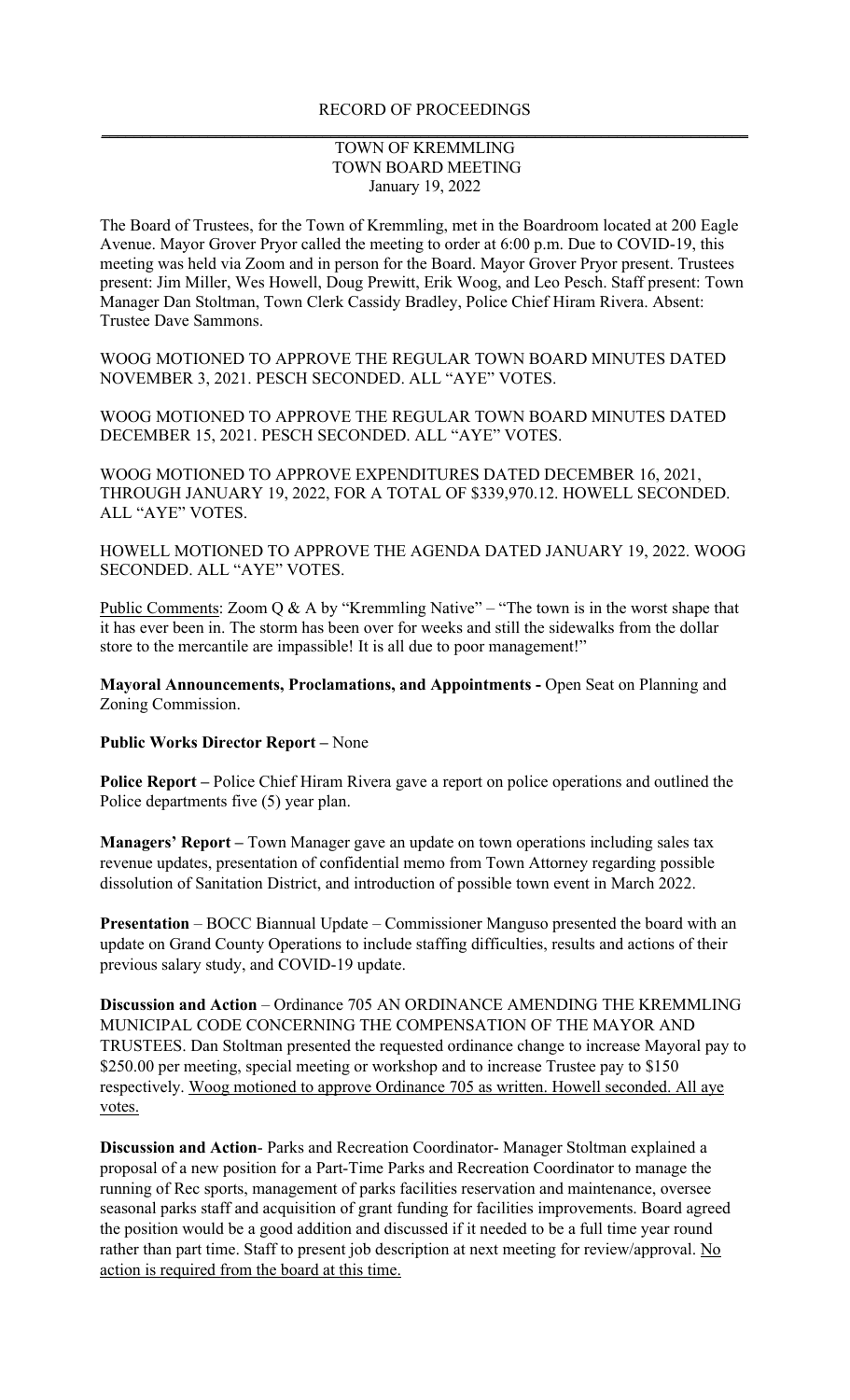RECORD OF PROCEEDINGS

TOWN OF KREMMLING
TOWN BOARD MEETING
January 19, 2022

The Board of Trustees, for the Town of Kremmling, met in the Boardroom located at 200 Eagle Avenue. Mayor Grover Pryor called the meeting to order at 6:00 p.m. Due to COVID-19, this meeting was held via Zoom and in person for the Board. Mayor Grover Pryor present. Trustees present: Jim Miller, Wes Howell, Doug Prewitt, Erik Woog, and Leo Pesch. Staff present: Town Manager Dan Stoltman, Town Clerk Cassidy Bradley, Police Chief Hiram Rivera. Absent: Trustee Dave Sammons.

WOOG MOTIONED TO APPROVE THE REGULAR TOWN BOARD MINUTES DATED NOVEMBER 3, 2021. PESCH SECONDED. ALL "AYE" VOTES.

WOOG MOTIONED TO APPROVE THE REGULAR TOWN BOARD MINUTES DATED DECEMBER 15, 2021. PESCH SECONDED. ALL "AYE" VOTES.

WOOG MOTIONED TO APPROVE EXPENDITURES DATED DECEMBER 16, 2021, THROUGH JANUARY 19, 2022, FOR A TOTAL OF $339,970.12. HOWELL SECONDED. ALL "AYE" VOTES.

HOWELL MOTIONED TO APPROVE THE AGENDA DATED JANUARY 19, 2022. WOOG SECONDED. ALL "AYE" VOTES.

Public Comments: Zoom Q & A by "Kremmling Native" – "The town is in the worst shape that it has ever been in. The storm has been over for weeks and still the sidewalks from the dollar store to the mercantile are impassible! It is all due to poor management!"

**Mayoral Announcements, Proclamations, and Appointments -** Open Seat on Planning and Zoning Commission.

**Public Works Director Report –** None

**Police Report –** Police Chief Hiram Rivera gave a report on police operations and outlined the Police departments five (5) year plan.

**Managers' Report –** Town Manager gave an update on town operations including sales tax revenue updates, presentation of confidential memo from Town Attorney regarding possible dissolution of Sanitation District, and introduction of possible town event in March 2022.

**Presentation** – BOCC Biannual Update – Commissioner Manguso presented the board with an update on Grand County Operations to include staffing difficulties, results and actions of their previous salary study, and COVID-19 update.

**Discussion and Action** – Ordinance 705 AN ORDINANCE AMENDING THE KREMMLING MUNICIPAL CODE CONCERNING THE COMPENSATION OF THE MAYOR AND TRUSTEES. Dan Stoltman presented the requested ordinance change to increase Mayoral pay to $250.00 per meeting, special meeting or workshop and to increase Trustee pay to $150 respectively. Woog motioned to approve Ordinance 705 as written. Howell seconded. All aye votes.

**Discussion and Action**- Parks and Recreation Coordinator- Manager Stoltman explained a proposal of a new position for a Part-Time Parks and Recreation Coordinator to manage the running of Rec sports, management of parks facilities reservation and maintenance, oversee seasonal parks staff and acquisition of grant funding for facilities improvements. Board agreed the position would be a good addition and discussed if it needed to be a full time year round rather than part time. Staff to present job description at next meeting for review/approval. No action is required from the board at this time.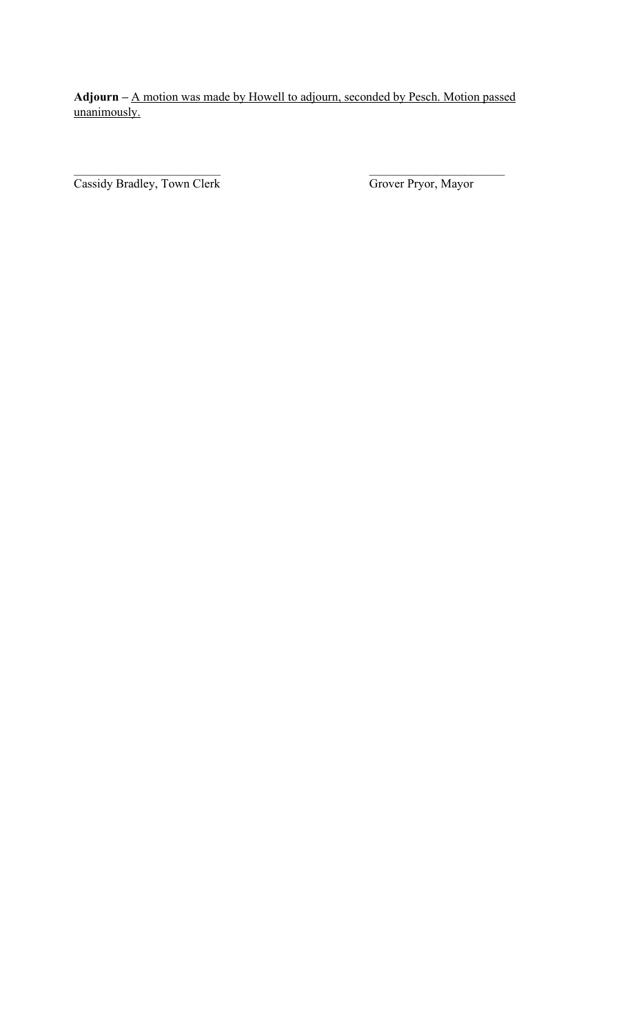**Adjourn –** A motion was made by Howell to adjourn, seconded by Pesch. Motion passed unanimously.

\_\_\_\_\_\_\_\_\_\_\_\_\_\_\_\_\_\_\_\_\_\_\_\_ \_\_\_\_\_\_\_\_\_\_\_\_\_\_\_\_\_\_\_\_\_\_\_\_

Cassidy Bradley, Town Clerk Grover Pryor, Mayor